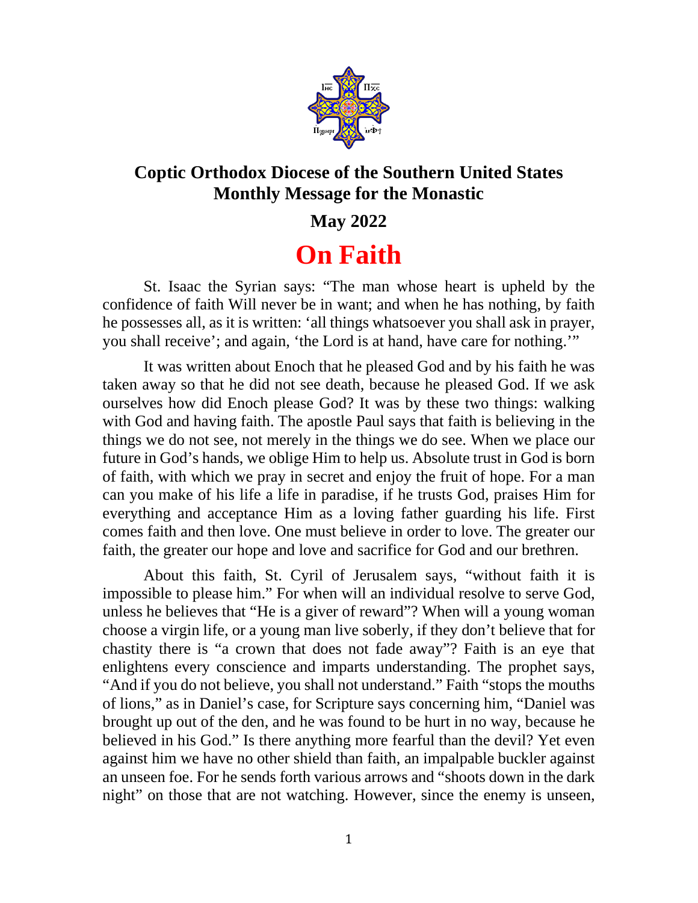**Coptic Orthodox Diocese of the Southern United States**
**Monthly Message for the Monastic**

**May 2022**

# On Faith

St. Isaac the Syrian says: "The man whose heart is upheld by the confidence of faith Will never be in want; and when he has nothing, by faith he possesses all, as it is written: 'all things whatsoever you shall ask in prayer, you shall receive'; and again, 'the Lord is at hand, have care for nothing.'"

It was written about Enoch that he pleased God and by his faith he was taken away so that he did not see death, because he pleased God. If we ask ourselves how did Enoch please God? It was by these two things: walking with God and having faith. The apostle Paul says that faith is believing in the things we do not see, not merely in the things we do see. When we place our future in God's hands, we oblige Him to help us. Absolute trust in God is born of faith, with which we pray in secret and enjoy the fruit of hope. For a man can you make of his life a life in paradise, if he trusts God, praises Him for everything and acceptance Him as a loving father guarding his life. First comes faith and then love. One must believe in order to love. The greater our faith, the greater our hope and love and sacrifice for God and our brethren.

About this faith, St. Cyril of Jerusalem says, "without faith it is impossible to please him." For when will an individual resolve to serve God, unless he believes that "He is a giver of reward"? When will a young woman choose a virgin life, or a young man live soberly, if they don't believe that for chastity there is "a crown that does not fade away"? Faith is an eye that enlightens every conscience and imparts understanding. The prophet says, "And if you do not believe, you shall not understand." Faith "stops the mouths of lions," as in Daniel's case, for Scripture says concerning him, "Daniel was brought up out of the den, and he was found to be hurt in no way, because he believed in his God." Is there anything more fearful than the devil? Yet even against him we have no other shield than faith, an impalpable buckler against an unseen foe. For he sends forth various arrows and "shoots down in the dark night" on those that are not watching. However, since the enemy is unseen,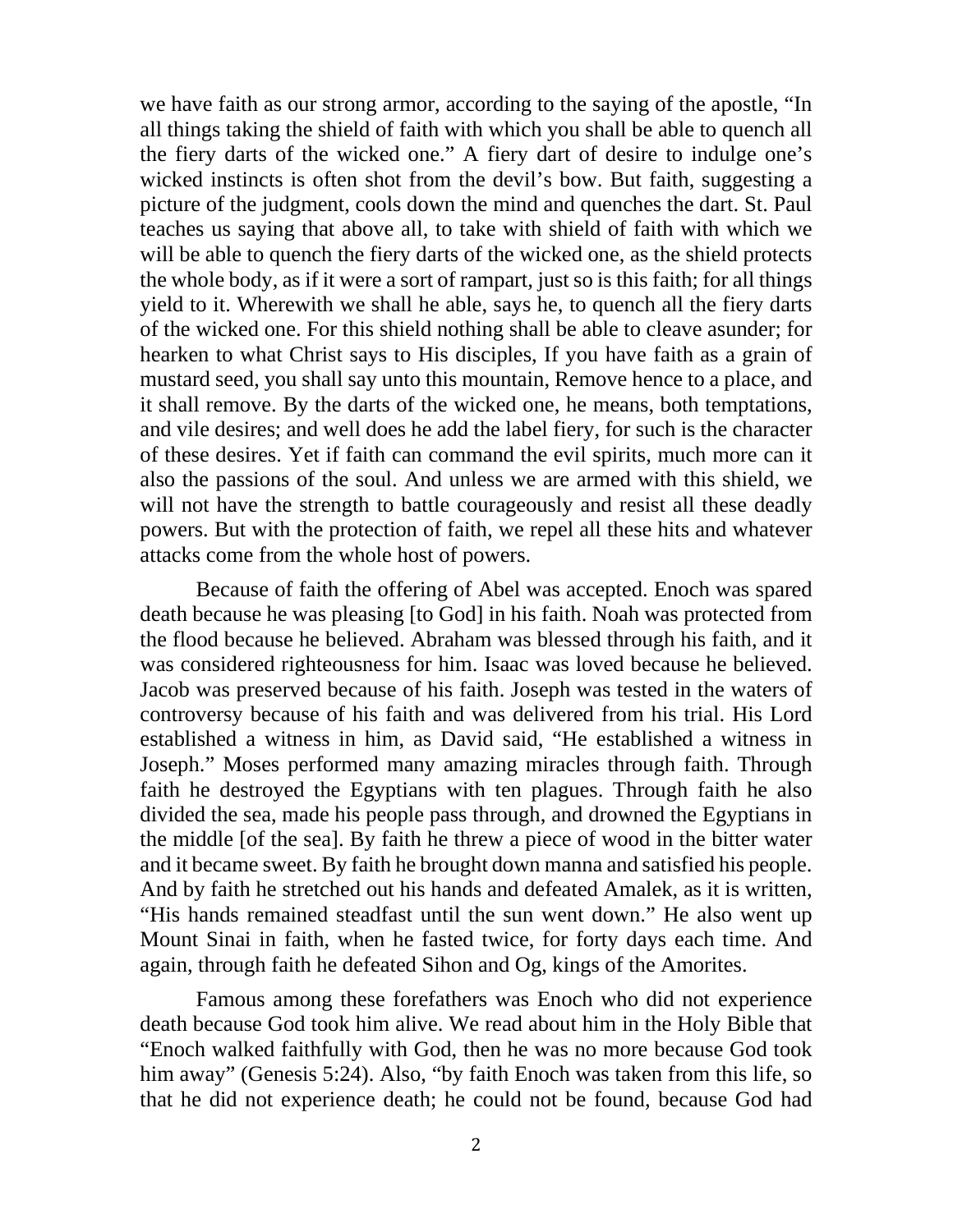we have faith as our strong armor, according to the saying of the apostle, "In all things taking the shield of faith with which you shall be able to quench all the fiery darts of the wicked one." A fiery dart of desire to indulge one's wicked instincts is often shot from the devil's bow. But faith, suggesting a picture of the judgment, cools down the mind and quenches the dart. St. Paul teaches us saying that above all, to take with shield of faith with which we will be able to quench the fiery darts of the wicked one, as the shield protects the whole body, as if it were a sort of rampart, just so is this faith; for all things yield to it. Wherewith we shall he able, says he, to quench all the fiery darts of the wicked one. For this shield nothing shall be able to cleave asunder; for hearken to what Christ says to His disciples, If you have faith as a grain of mustard seed, you shall say unto this mountain, Remove hence to a place, and it shall remove. By the darts of the wicked one, he means, both temptations, and vile desires; and well does he add the label fiery, for such is the character of these desires. Yet if faith can command the evil spirits, much more can it also the passions of the soul. And unless we are armed with this shield, we will not have the strength to battle courageously and resist all these deadly powers. But with the protection of faith, we repel all these hits and whatever attacks come from the whole host of powers.

Because of faith the offering of Abel was accepted. Enoch was spared death because he was pleasing [to God] in his faith. Noah was protected from the flood because he believed. Abraham was blessed through his faith, and it was considered righteousness for him. Isaac was loved because he believed. Jacob was preserved because of his faith. Joseph was tested in the waters of controversy because of his faith and was delivered from his trial. His Lord established a witness in him, as David said, "He established a witness in Joseph." Moses performed many amazing miracles through faith. Through faith he destroyed the Egyptians with ten plagues. Through faith he also divided the sea, made his people pass through, and drowned the Egyptians in the middle [of the sea]. By faith he threw a piece of wood in the bitter water and it became sweet. By faith he brought down manna and satisfied his people. And by faith he stretched out his hands and defeated Amalek, as it is written, "His hands remained steadfast until the sun went down." He also went up Mount Sinai in faith, when he fasted twice, for forty days each time. And again, through faith he defeated Sihon and Og, kings of the Amorites.

Famous among these forefathers was Enoch who did not experience death because God took him alive. We read about him in the Holy Bible that "Enoch walked faithfully with God, then he was no more because God took him away" (Genesis 5:24). Also, "by faith Enoch was taken from this life, so that he did not experience death; he could not be found, because God had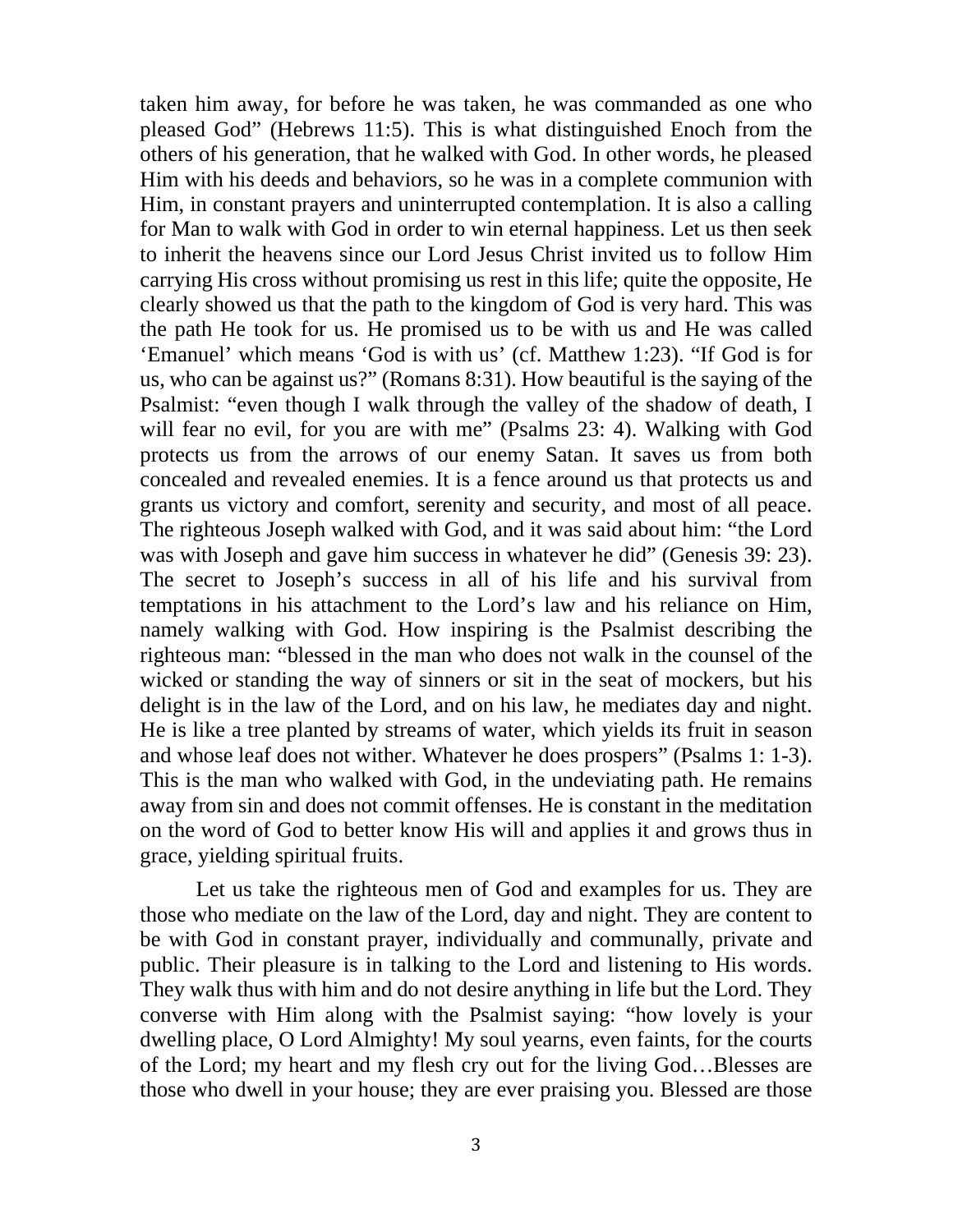taken him away, for before he was taken, he was commanded as one who pleased God" (Hebrews 11:5). This is what distinguished Enoch from the others of his generation, that he walked with God. In other words, he pleased Him with his deeds and behaviors, so he was in a complete communion with Him, in constant prayers and uninterrupted contemplation. It is also a calling for Man to walk with God in order to win eternal happiness. Let us then seek to inherit the heavens since our Lord Jesus Christ invited us to follow Him carrying His cross without promising us rest in this life; quite the opposite, He clearly showed us that the path to the kingdom of God is very hard. This was the path He took for us. He promised us to be with us and He was called 'Emanuel' which means 'God is with us' (cf. Matthew 1:23). "If God is for us, who can be against us?" (Romans 8:31). How beautiful is the saying of the Psalmist: "even though I walk through the valley of the shadow of death, I will fear no evil, for you are with me" (Psalms 23: 4). Walking with God protects us from the arrows of our enemy Satan. It saves us from both concealed and revealed enemies. It is a fence around us that protects us and grants us victory and comfort, serenity and security, and most of all peace. The righteous Joseph walked with God, and it was said about him: "the Lord was with Joseph and gave him success in whatever he did" (Genesis 39: 23). The secret to Joseph's success in all of his life and his survival from temptations in his attachment to the Lord's law and his reliance on Him, namely walking with God. How inspiring is the Psalmist describing the righteous man: "blessed in the man who does not walk in the counsel of the wicked or standing the way of sinners or sit in the seat of mockers, but his delight is in the law of the Lord, and on his law, he mediates day and night. He is like a tree planted by streams of water, which yields its fruit in season and whose leaf does not wither. Whatever he does prospers" (Psalms 1: 1-3). This is the man who walked with God, in the undeviating path. He remains away from sin and does not commit offenses. He is constant in the meditation on the word of God to better know His will and applies it and grows thus in grace, yielding spiritual fruits.

Let us take the righteous men of God and examples for us. They are those who mediate on the law of the Lord, day and night. They are content to be with God in constant prayer, individually and communally, private and public. Their pleasure is in talking to the Lord and listening to His words. They walk thus with him and do not desire anything in life but the Lord. They converse with Him along with the Psalmist saying: "how lovely is your dwelling place, O Lord Almighty! My soul yearns, even faints, for the courts of the Lord; my heart and my flesh cry out for the living God…Blesses are those who dwell in your house; they are ever praising you. Blessed are those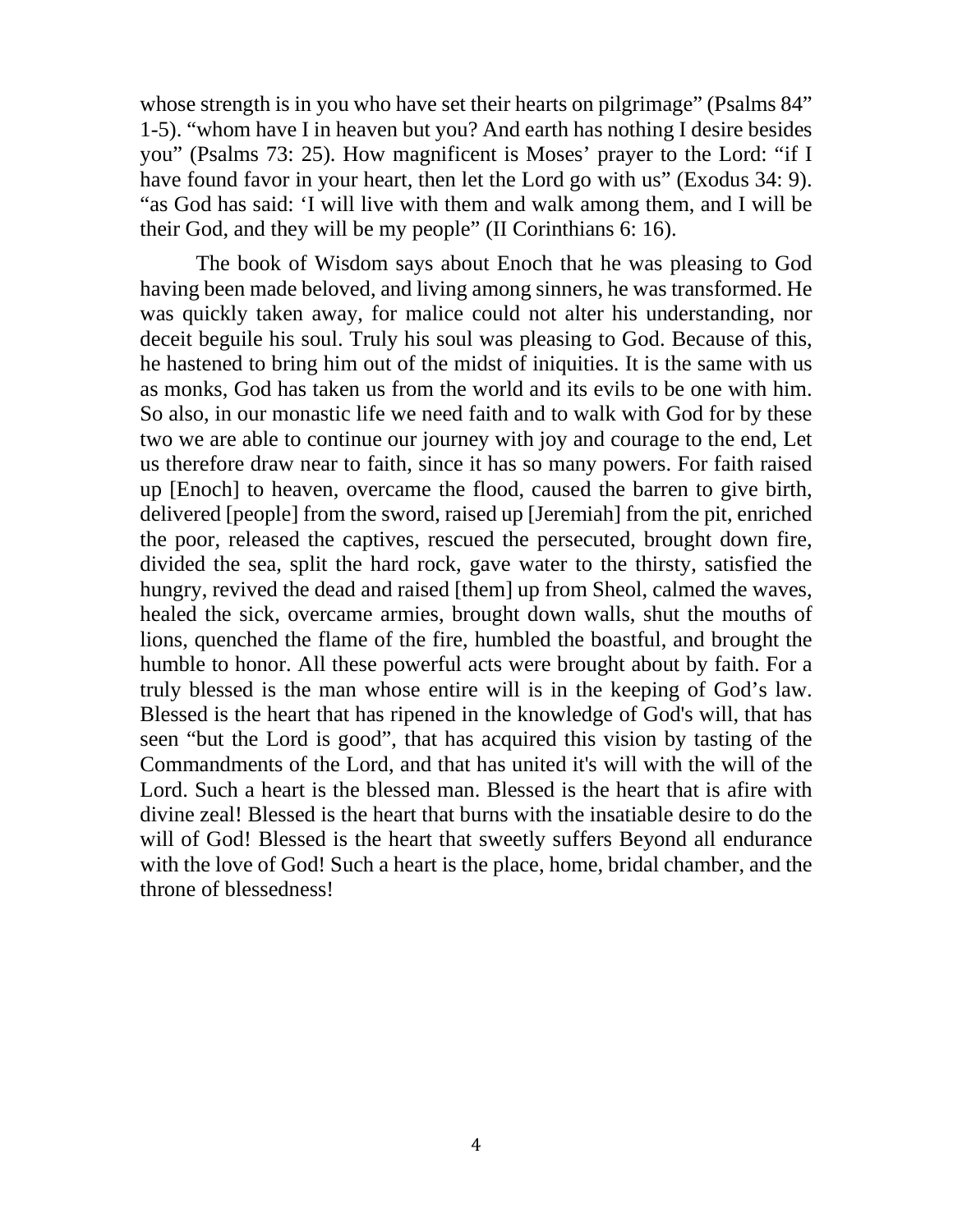whose strength is in you who have set their hearts on pilgrimage" (Psalms 84" 1-5). "whom have I in heaven but you? And earth has nothing I desire besides you" (Psalms 73: 25). How magnificent is Moses' prayer to the Lord: "if I have found favor in your heart, then let the Lord go with us" (Exodus 34: 9). "as God has said: 'I will live with them and walk among them, and I will be their God, and they will be my people" (II Corinthians 6: 16).

The book of Wisdom says about Enoch that he was pleasing to God having been made beloved, and living among sinners, he was transformed. He was quickly taken away, for malice could not alter his understanding, nor deceit beguile his soul. Truly his soul was pleasing to God. Because of this, he hastened to bring him out of the midst of iniquities. It is the same with us as monks, God has taken us from the world and its evils to be one with him. So also, in our monastic life we need faith and to walk with God for by these two we are able to continue our journey with joy and courage to the end, Let us therefore draw near to faith, since it has so many powers. For faith raised up [Enoch] to heaven, overcame the flood, caused the barren to give birth, delivered [people] from the sword, raised up [Jeremiah] from the pit, enriched the poor, released the captives, rescued the persecuted, brought down fire, divided the sea, split the hard rock, gave water to the thirsty, satisfied the hungry, revived the dead and raised [them] up from Sheol, calmed the waves, healed the sick, overcame armies, brought down walls, shut the mouths of lions, quenched the flame of the fire, humbled the boastful, and brought the humble to honor. All these powerful acts were brought about by faith. For a truly blessed is the man whose entire will is in the keeping of God's law. Blessed is the heart that has ripened in the knowledge of God's will, that has seen "but the Lord is good", that has acquired this vision by tasting of the Commandments of the Lord, and that has united it's will with the will of the Lord. Such a heart is the blessed man. Blessed is the heart that is afire with divine zeal! Blessed is the heart that burns with the insatiable desire to do the will of God! Blessed is the heart that sweetly suffers Beyond all endurance with the love of God! Such a heart is the place, home, bridal chamber, and the throne of blessedness!